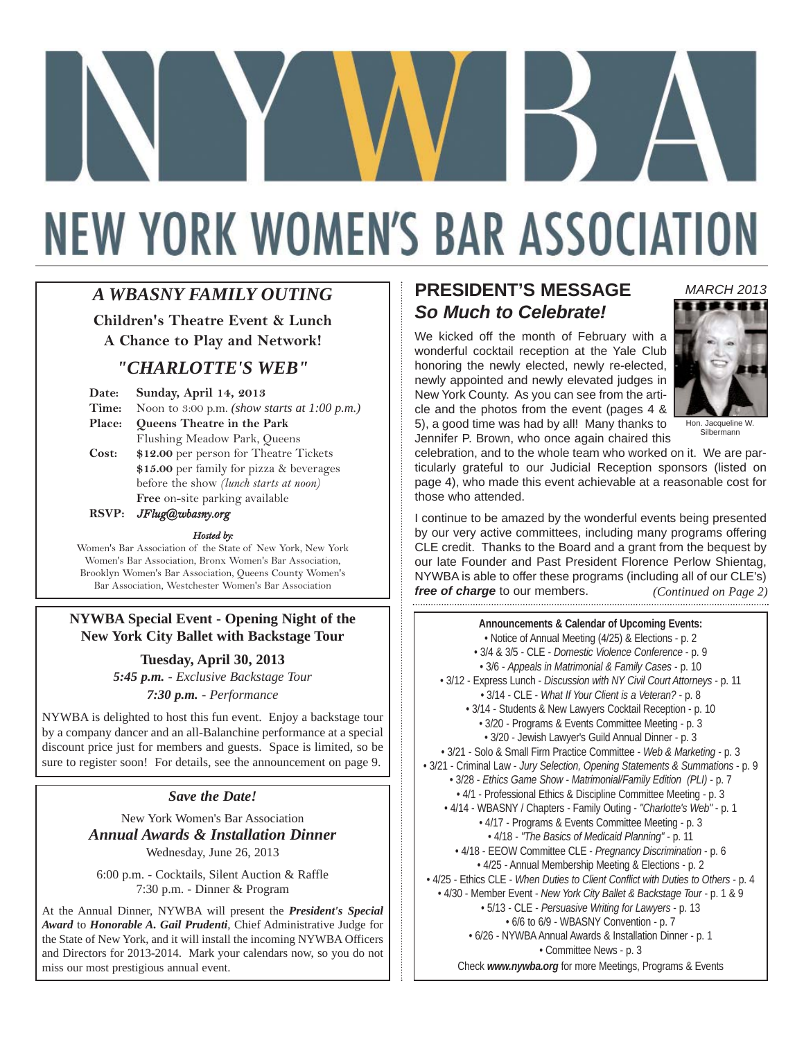# NEW YORK WOMEN'S BAR ASSOCIATION

## *A WBASNY FAMILY OUTING*

**Children's Theatre Event & Lunch**
**A Chance to Play and Network!**

### *"CHARLOTTE'S WEB"*

**Date:** **Sunday, April 14, 2013**
**Time:** Noon to 3:00 p.m. *(show starts at 1:00 p.m.)*
**Place:** **Queens Theatre in the Park**
Flushing Meadow Park, Queens
**Cost:** **$12.00** per person for Theatre Tickets
**$15.00** per family for pizza & beverages before the show *(lunch starts at noon)*
**Free** on-site parking available
**RSVP:** *JFlug@wbasny.org*

*Hosted by:*
Women's Bar Association of the State of New York, New York Women's Bar Association, Bronx Women's Bar Association, Brooklyn Women's Bar Association, Queens County Women's Bar Association, Westchester Women's Bar Association

---

**NYWBA Special Event - Opening Night of the New York City Ballet with Backstage Tour**

**Tuesday, April 30, 2013**
***5:45 p.m.*** *- Exclusive Backstage Tour*
***7:30 p.m.*** *- Performance*

NYWBA is delighted to host this fun event. Enjoy a backstage tour by a company dancer and an all-Balanchine performance at a special discount price just for members and guests. Space is limited, so be sure to register soon! For details, see the announcement on page 9.

---

***Save the Date!***

New York Women's Bar Association
***Annual Awards & Installation Dinner***
Wednesday, June 26, 2013

6:00 p.m. - Cocktails, Silent Auction & Raffle
7:30 p.m. - Dinner & Program

At the Annual Dinner, NYWBA will present the ***President's Special Award*** to ***Honorable A. Gail Prudenti***, Chief Administrative Judge for the State of New York, and it will install the incoming NYWBA Officers and Directors for 2013-2014. Mark your calendars now, so you do not miss our most prestigious annual event.

---

## PRESIDENT'S MESSAGE
## *So Much to Celebrate!*

*MARCH 2013*

Hon. Jacqueline W. Silbermann

We kicked off the month of February with a wonderful cocktail reception at the Yale Club honoring the newly elected, newly re-elected, newly appointed and newly elevated judges in New York County. As you can see from the article and the photos from the event (pages 4 & 5), a good time was had by all! Many thanks to Jennifer P. Brown, who once again chaired this celebration, and to the whole team who worked on it. We are particularly grateful to our Judicial Reception sponsors (listed on page 4), who made this event achievable at a reasonable cost for those who attended.

I continue to be amazed by the wonderful events being presented by our very active committees, including many programs offering CLE credit. Thanks to the Board and a grant from the bequest by our late Founder and Past President Florence Perlow Shientag, NYWBA is able to offer these programs (including all of our CLE's) ***free of charge*** to our members. *(Continued on Page 2)*

---

**Announcements & Calendar of Upcoming Events:**

- Notice of Annual Meeting (4/25) & Elections - p. 2
- 3/4 & 3/5 - CLE - *Domestic Violence Conference* - p. 9
- 3/6 - *Appeals in Matrimonial & Family Cases* - p. 10
- 3/12 - Express Lunch - *Discussion with NY Civil Court Attorneys* - p. 11
- 3/14 - CLE - *What If Your Client is a Veteran?* - p. 8
- 3/14 - Students & New Lawyers Cocktail Reception - p. 10
- 3/20 - Programs & Events Committee Meeting - p. 3
- 3/20 - Jewish Lawyer's Guild Annual Dinner - p. 3
- 3/21 - Solo & Small Firm Practice Committee - *Web & Marketing* - p. 3
- 3/21 - Criminal Law - *Jury Selection, Opening Statements & Summations* - p. 9
- 3/28 - *Ethics Game Show - Matrimonial/Family Edition (PLI)* - p. 7
- 4/1 - Professional Ethics & Discipline Committee Meeting - p. 3
- 4/14 - WBASNY / Chapters - Family Outing - *"Charlotte's Web"* - p. 1
- 4/17 - Programs & Events Committee Meeting - p. 3
- 4/18 - *"The Basics of Medicaid Planning"* - p. 11
- 4/18 - EEOW Committee CLE - *Pregnancy Discrimination* - p. 6
- 4/25 - Annual Membership Meeting & Elections - p. 2
- 4/25 - Ethics CLE - *When Duties to Client Conflict with Duties to Others* - p. 4
- 4/30 - Member Event - *New York City Ballet & Backstage Tour* - p. 1 & 9
- 5/13 - CLE - *Persuasive Writing for Lawyers* - p. 13
- 6/6 to 6/9 - WBASNY Convention - p. 7
- 6/26 - NYWBA Annual Awards & Installation Dinner - p. 1
- Committee News - p. 3

Check ***www.nywba.org*** for more Meetings, Programs & Events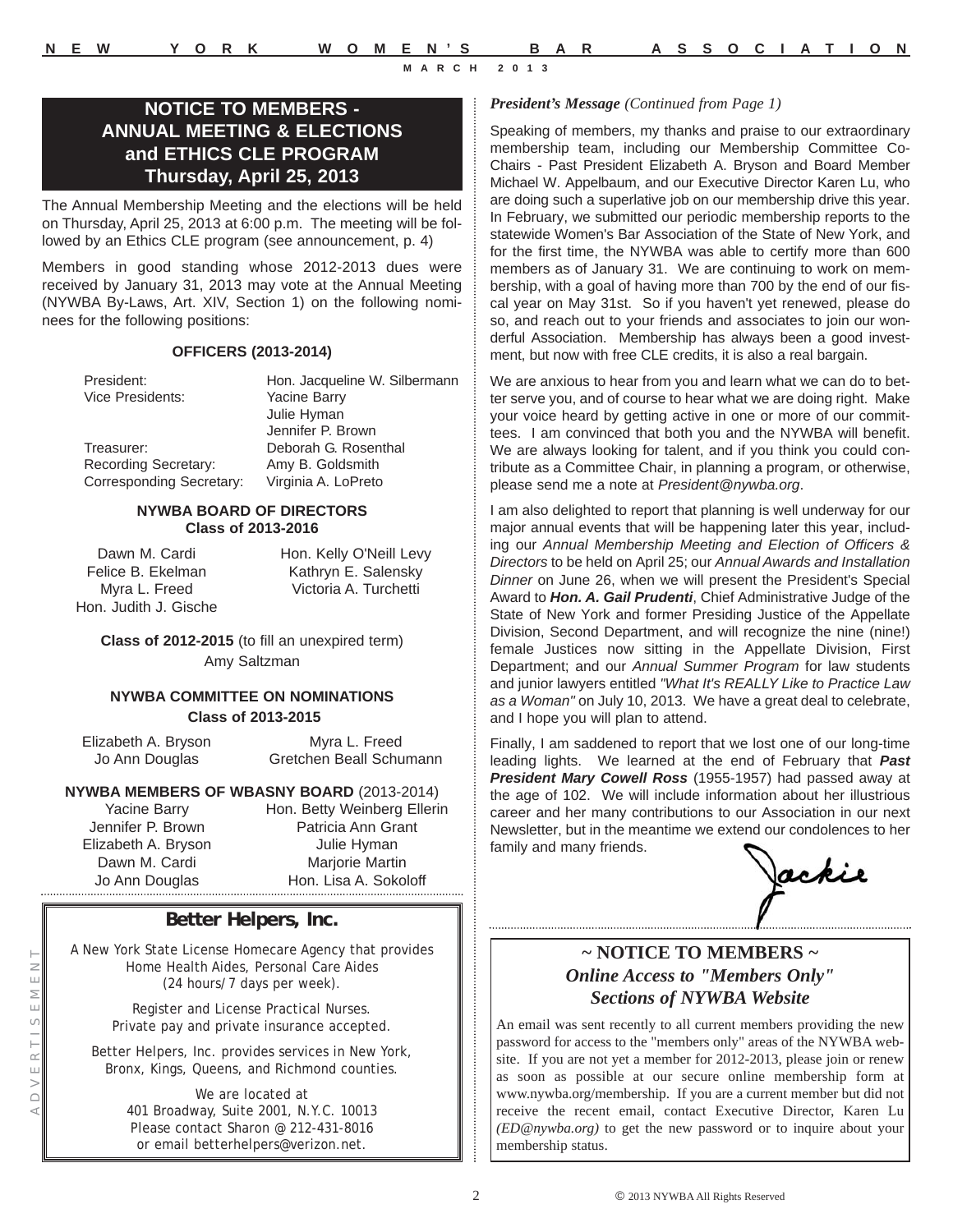## NOTICE TO MEMBERS - ANNUAL MEETING & ELECTIONS and ETHICS CLE PROGRAM Thursday, April 25, 2013

The Annual Membership Meeting and the elections will be held on Thursday, April 25, 2013 at 6:00 p.m. The meeting will be followed by an Ethics CLE program (see announcement, p. 4)

Members in good standing whose 2012-2013 dues were received by January 31, 2013 may vote at the Annual Meeting (NYWBA By-Laws, Art. XIV, Section 1) on the following nominees for the following positions:

**OFFICERS (2013-2014)**

| | |
|---|---|
| President: | Hon. Jacqueline W. Silbermann |
| Vice Presidents: | Yacine Barry |
| | Julie Hyman |
| | Jennifer P. Brown |
| Treasurer: | Deborah G. Rosenthal |
| Recording Secretary: | Amy B. Goldsmith |
| Corresponding Secretary: | Virginia A. LoPreto |

**NYWBA BOARD OF DIRECTORS**
**Class of 2013-2016**

Dawn M. Cardi
Felice B. Ekelman
Myra L. Freed
Hon. Judith J. Gische
Hon. Kelly O'Neill Levy
Kathryn E. Salensky
Victoria A. Turchetti

**Class of 2012-2015** (to fill an unexpired term)
Amy Saltzman

**NYWBA COMMITTEE ON NOMINATIONS**
**Class of 2013-2015**

Elizabeth A. Bryson
Jo Ann Douglas
Myra L. Freed
Gretchen Beall Schumann

**NYWBA MEMBERS OF WBASNY BOARD** (2013-2014)

Yacine Barry
Jennifer P. Brown
Elizabeth A. Bryson
Dawn M. Cardi
Jo Ann Douglas
Hon. Betty Weinberg Ellerin
Patricia Ann Grant
Julie Hyman
Marjorie Martin
Hon. Lisa A. Sokoloff

ADVERTISEMENT

**Better Helpers, Inc.**

A New York State License Homecare Agency that provides Home Health Aides, Personal Care Aides (24 hours/7 days per week).

Register and License Practical Nurses. Private pay and private insurance accepted.

Better Helpers, Inc. provides services in New York, Bronx, Kings, Queens, and Richmond counties.

We are located at
401 Broadway, Suite 2001, N.Y.C. 10013
Please contact Sharon @ 212-431-8016
or email betterhelpers@verizon.net.

***President's Message*** *(Continued from Page 1)*

Speaking of members, my thanks and praise to our extraordinary membership team, including our Membership Committee Co-Chairs - Past President Elizabeth A. Bryson and Board Member Michael W. Appelbaum, and our Executive Director Karen Lu, who are doing such a superlative job on our membership drive this year. In February, we submitted our periodic membership reports to the statewide Women's Bar Association of the State of New York, and for the first time, the NYWBA was able to certify more than 600 members as of January 31. We are continuing to work on membership, with a goal of having more than 700 by the end of our fiscal year on May 31st. So if you haven't yet renewed, please do so, and reach out to your friends and associates to join our wonderful Association. Membership has always been a good investment, but now with free CLE credits, it is also a real bargain.

We are anxious to hear from you and learn what we can do to better serve you, and of course to hear what we are doing right. Make your voice heard by getting active in one or more of our committees. I am convinced that both you and the NYWBA will benefit. We are always looking for talent, and if you think you could contribute as a Committee Chair, in planning a program, or otherwise, please send me a note at *President@nywba.org*.

I am also delighted to report that planning is well underway for our major annual events that will be happening later this year, including our *Annual Membership Meeting and Election of Officers & Directors* to be held on April 25; our *Annual Awards and Installation Dinner* on June 26, when we will present the President's Special Award to ***Hon. A. Gail Prudenti***, Chief Administrative Judge of the State of New York and former Presiding Justice of the Appellate Division, Second Department, and will recognize the nine (nine!) female Justices now sitting in the Appellate Division, First Department; and our *Annual Summer Program* for law students and junior lawyers entitled *"What It's REALLY Like to Practice Law as a Woman"* on July 10, 2013. We have a great deal to celebrate, and I hope you will plan to attend.

Finally, I am saddened to report that we lost one of our long-time leading lights. We learned at the end of February that ***Past President Mary Cowell Ross*** (1955-1957) had passed away at the age of 102. We will include information about her illustrious career and her many contributions to our Association in our next Newsletter, but in the meantime we extend our condolences to her family and many friends.

*Jackie*

### ~ NOTICE TO MEMBERS ~
### *Online Access to "Members Only" Sections of NYWBA Website*

An email was sent recently to all current members providing the new password for access to the "members only" areas of the NYWBA website. If you are not yet a member for 2012-2013, please join or renew as soon as possible at our secure online membership form at www.nywba.org/membership. If you are a current member but did not receive the recent email, contact Executive Director, Karen Lu *(ED@nywba.org)* to get the new password or to inquire about your membership status.

© 2013 NYWBA All Rights Reserved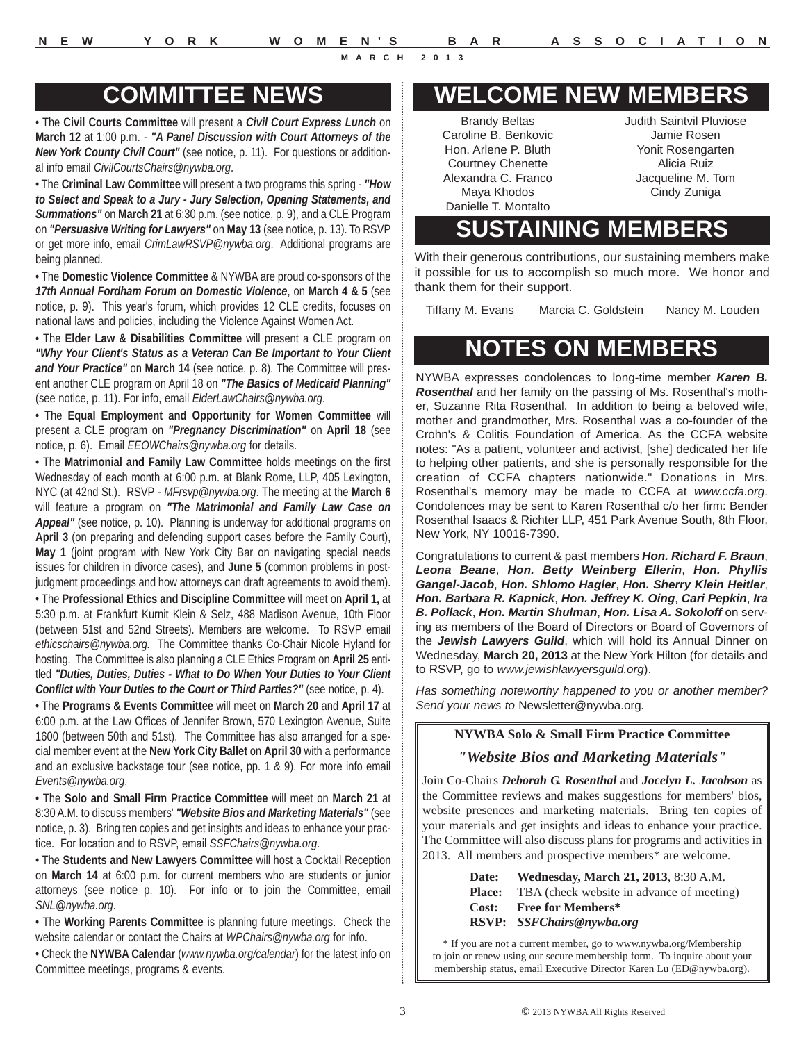# COMMITTEE NEWS

• The **Civil Courts Committee** will present a ***Civil Court Express Lunch*** on **March 12** at 1:00 p.m. - ***"A Panel Discussion with Court Attorneys of the New York County Civil Court"*** (see notice, p. 11). For questions or additional info email *CivilCourtsChairs@nywba.org*.

• The **Criminal Law Committee** will present a two programs this spring - ***"How to Select and Speak to a Jury - Jury Selection, Opening Statements, and Summations"*** on **March 21** at 6:30 p.m. (see notice, p. 9), and a CLE Program on ***"Persuasive Writing for Lawyers"*** on **May 13** (see notice, p. 13). To RSVP or get more info, email *CrimLawRSVP@nywba.org*. Additional programs are being planned.

• The **Domestic Violence Committee** & NYWBA are proud co-sponsors of the ***17th Annual Fordham Forum on Domestic Violence***, on **March 4 & 5** (see notice, p. 9). This year's forum, which provides 12 CLE credits, focuses on national laws and policies, including the Violence Against Women Act.

• The **Elder Law & Disabilities Committee** will present a CLE program on ***"Why Your Client's Status as a Veteran Can Be Important to Your Client and Your Practice"*** on **March 14** (see notice, p. 8). The Committee will present another CLE program on April 18 on ***"The Basics of Medicaid Planning"*** (see notice, p. 11). For info, email *ElderLawChairs@nywba.org*.

• The **Equal Employment and Opportunity for Women Committee** will present a CLE program on ***"Pregnancy Discrimination"*** on **April 18** (see notice, p. 6). Email *EEOWChairs@nywba.org* for details.

• The **Matrimonial and Family Law Committee** holds meetings on the first Wednesday of each month at 6:00 p.m. at Blank Rome, LLP, 405 Lexington, NYC (at 42nd St.). RSVP - *MFrsvp@nywba.org*. The meeting at the **March 6** will feature a program on ***"The Matrimonial and Family Law Case on Appeal"*** (see notice, p. 10). Planning is underway for additional programs on **April 3** (on preparing and defending support cases before the Family Court), **May 1** (joint program with New York City Bar on navigating special needs issues for children in divorce cases), and **June 5** (common problems in post-judgment proceedings and how attorneys can draft agreements to avoid them).

• The **Professional Ethics and Discipline Committee** will meet on **April 1,** at 5:30 p.m. at Frankfurt Kurnit Klein & Selz, 488 Madison Avenue, 10th Floor (between 51st and 52nd Streets). Members are welcome. To RSVP email *ethicschairs@nywba.org.* The Committee thanks Co-Chair Nicole Hyland for hosting. The Committee is also planning a CLE Ethics Program on **April 25** entitled ***"Duties, Duties, Duties - What to Do When Your Duties to Your Client Conflict with Your Duties to the Court or Third Parties?"*** (see notice, p. 4).

• The **Programs & Events Committee** will meet on **March 20** and **April 17** at 6:00 p.m. at the Law Offices of Jennifer Brown, 570 Lexington Avenue, Suite 1600 (between 50th and 51st). The Committee has also arranged for a special member event at the **New York City Ballet** on **April 30** with a performance and an exclusive backstage tour (see notice, pp. 1 & 9). For more info email *Events@nywba.org*.

• The **Solo and Small Firm Practice Committee** will meet on **March 21** at 8:30 A.M. to discuss members' ***"Website Bios and Marketing Materials"*** (see notice, p. 3). Bring ten copies and get insights and ideas to enhance your practice. For location and to RSVP, email *SSFChairs@nywba.org*.

• The **Students and New Lawyers Committee** will host a Cocktail Reception on **March 14** at 6:00 p.m. for current members who are students or junior attorneys (see notice p. 10). For info or to join the Committee, email *SNL@nywba.org*.

• The **Working Parents Committee** is planning future meetings. Check the website calendar or contact the Chairs at *WPChairs@nywba.org* for info.

• Check the **NYWBA Calendar** (*www.nywba.org/calendar*) for the latest info on Committee meetings, programs & events.

# WELCOME NEW MEMBERS

Brandy Beltas
Caroline B. Benkovic
Hon. Arlene P. Bluth
Courtney Chenette
Alexandra C. Franco
Maya Khodos
Danielle T. Montalto
Judith Saintvil Pluviose
Jamie Rosen
Yonit Rosengarten
Alicia Ruiz
Jacqueline M. Tom
Cindy Zuniga

# SUSTAINING MEMBERS

With their generous contributions, our sustaining members make it possible for us to accomplish so much more. We honor and thank them for their support.

Tiffany M. Evans    Marcia C. Goldstein    Nancy M. Louden

# NOTES ON MEMBERS

NYWBA expresses condolences to long-time member ***Karen B. Rosenthal*** and her family on the passing of Ms. Rosenthal's mother, Suzanne Rita Rosenthal. In addition to being a beloved wife, mother and grandmother, Mrs. Rosenthal was a co-founder of the Crohn's & Colitis Foundation of America. As the CCFA website notes: "As a patient, volunteer and activist, [she] dedicated her life to helping other patients, and she is personally responsible for the creation of CCFA chapters nationwide." Donations in Mrs. Rosenthal's memory may be made to CCFA at *www.ccfa.org*. Condolences may be sent to Karen Rosenthal c/o her firm: Bender Rosenthal Isaacs & Richter LLP, 451 Park Avenue South, 8th Floor, New York, NY 10016-7390.

Congratulations to current & past members ***Hon. Richard F. Braun***, ***Leona Beane***, ***Hon. Betty Weinberg Ellerin***, ***Hon. Phyllis Gangel-Jacob***, ***Hon. Shlomo Hagler***, ***Hon. Sherry Klein Heitler***, ***Hon. Barbara R. Kapnick***, ***Hon. Jeffrey K. Oing***, ***Cari Pepkin***, ***Ira B. Pollack***, ***Hon. Martin Shulman***, ***Hon. Lisa A. Sokoloff*** on serving as members of the Board of Directors or Board of Governors of the ***Jewish Lawyers Guild***, which will hold its Annual Dinner on Wednesday, **March 20, 2013** at the New York Hilton (for details and to RSVP, go to *www.jewishlawyersguild.org*).

*Has something noteworthy happened to you or another member? Send your news to* Newsletter@nywba.org*.*

---

**NYWBA Solo & Small Firm Practice Committee**

***"Website Bios and Marketing Materials"***

Join Co-Chairs ***Deborah G. Rosenthal*** and ***Jocelyn L. Jacobson*** as the Committee reviews and makes suggestions for members' bios, website presences and marketing materials. Bring ten copies of your materials and get insights and ideas to enhance your practice. The Committee will also discuss plans for programs and activities in 2013. All members and prospective members* are welcome.

**Date:** **Wednesday, March 21, 2013**, 8:30 A.M.
**Place:** TBA (check website in advance of meeting)
**Cost:** **Free for Members***
**RSVP:** ***SSFChairs@nywba.org***

* If you are not a current member, go to www.nywba.org/Membership to join or renew using our secure membership form. To inquire about your membership status, email Executive Director Karen Lu (ED@nywba.org).

---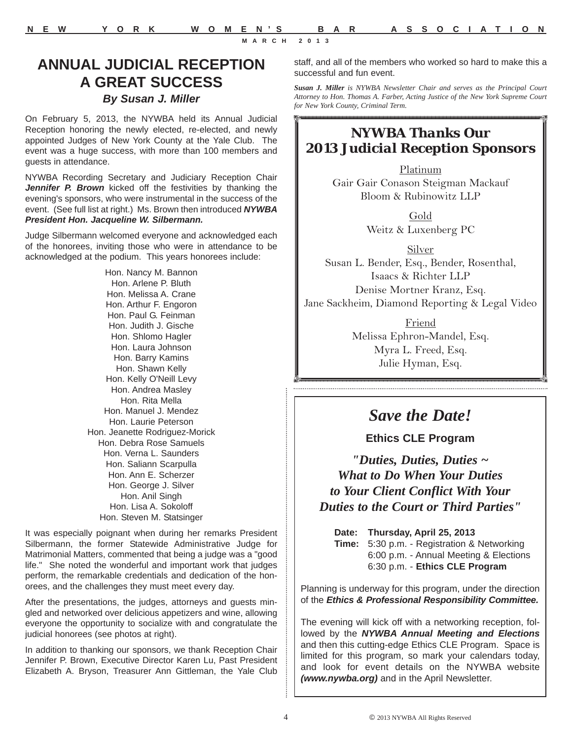# ANNUAL JUDICIAL RECEPTION A GREAT SUCCESS

***By Susan J. Miller***

On February 5, 2013, the NYWBA held its Annual Judicial Reception honoring the newly elected, re-elected, and newly appointed Judges of New York County at the Yale Club. The event was a huge success, with more than 100 members and guests in attendance.

NYWBA Recording Secretary and Judiciary Reception Chair ***Jennifer P. Brown*** kicked off the festivities by thanking the evening's sponsors, who were instrumental in the success of the event. (See full list at right.) Ms. Brown then introduced ***NYWBA President Hon. Jacqueline W. Silbermann.***

Judge Silbermann welcomed everyone and acknowledged each of the honorees, inviting those who were in attendance to be acknowledged at the podium. This years honorees include:

Hon. Nancy M. Bannon
Hon. Arlene P. Bluth
Hon. Melissa A. Crane
Hon. Arthur F. Engoron
Hon. Paul G. Feinman
Hon. Judith J. Gische
Hon. Shlomo Hagler
Hon. Laura Johnson
Hon. Barry Kamins
Hon. Shawn Kelly
Hon. Kelly O'Neill Levy
Hon. Andrea Masley
Hon. Rita Mella
Hon. Manuel J. Mendez
Hon. Laurie Peterson
Hon. Jeanette Rodriguez-Morick
Hon. Debra Rose Samuels
Hon. Verna L. Saunders
Hon. Saliann Scarpulla
Hon. Ann E. Scherzer
Hon. George J. Silver
Hon. Anil Singh
Hon. Lisa A. Sokoloff
Hon. Steven M. Statsinger

It was especially poignant when during her remarks President Silbermann, the former Statewide Administrative Judge for Matrimonial Matters, commented that being a judge was a "good life." She noted the wonderful and important work that judges perform, the remarkable credentials and dedication of the honorees, and the challenges they must meet every day.

After the presentations, the judges, attorneys and guests mingled and networked over delicious appetizers and wine, allowing everyone the opportunity to socialize with and congratulate the judicial honorees (see photos at right).

In addition to thanking our sponsors, we thank Reception Chair Jennifer P. Brown, Executive Director Karen Lu, Past President Elizabeth A. Bryson, Treasurer Ann Gittleman, the Yale Club staff, and all of the members who worked so hard to make this a successful and fun event.

***Susan J. Miller*** *is NYWBA Newsletter Chair and serves as the Principal Court Attorney to Hon. Thomas A. Farber, Acting Justice of the New York Supreme Court for New York County, Criminal Term.*

## *NYWBA Thanks Our 2013 Judicial Reception Sponsors*

Platinum
Gair Gair Conason Steigman Mackauf Bloom & Rubinowitz LLP

Gold
Weitz & Luxenberg PC

Silver
Susan L. Bender, Esq., Bender, Rosenthal, Isaacs & Richter LLP
Denise Mortner Kranz, Esq.
Jane Sackheim, Diamond Reporting & Legal Video

Friend
Melissa Ephron-Mandel, Esq.
Myra L. Freed, Esq.
Julie Hyman, Esq.

## *Save the Date!*

**Ethics CLE Program**

***"Duties, Duties, Duties ~ What to Do When Your Duties to Your Client Conflict With Your Duties to the Court or Third Parties"***

**Date:** **Thursday, April 25, 2013**
**Time:** 5:30 p.m. - Registration & Networking
6:00 p.m. - Annual Meeting & Elections
6:30 p.m. - **Ethics CLE Program**

Planning is underway for this program, under the direction of the ***Ethics & Professional Responsibility Committee.***

The evening will kick off with a networking reception, followed by the ***NYWBA Annual Meeting and Elections*** and then this cutting-edge Ethics CLE Program. Space is limited for this program, so mark your calendars today, and look for event details on the NYWBA website ***(www.nywba.org)*** and in the April Newsletter.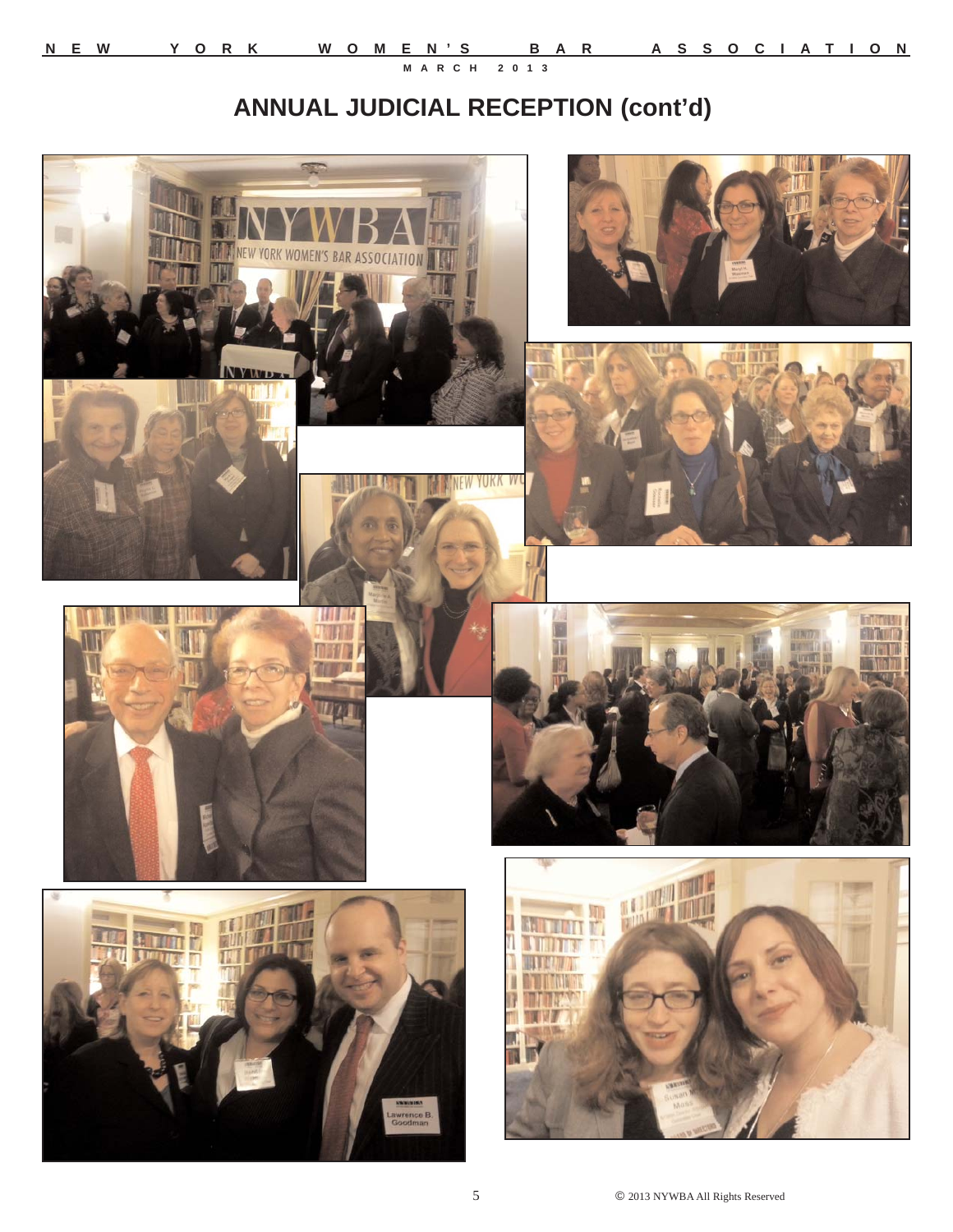# ANNUAL JUDICIAL RECEPTION (cont'd)

© 2013 NYWBA All Rights Reserved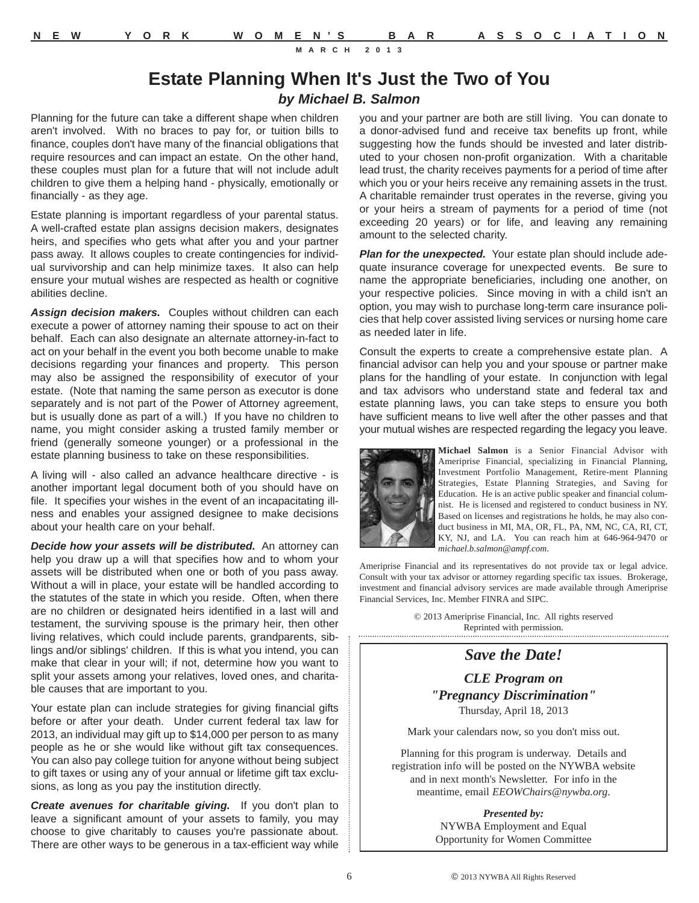# Estate Planning When It's Just the Two of You

***by Michael B. Salmon***

Planning for the future can take a different shape when children aren't involved. With no braces to pay for, or tuition bills to finance, couples don't have many of the financial obligations that require resources and can impact an estate. On the other hand, these couples must plan for a future that will not include adult children to give them a helping hand - physically, emotionally or financially - as they age.

Estate planning is important regardless of your parental status. A well-crafted estate plan assigns decision makers, designates heirs, and specifies who gets what after you and your partner pass away. It allows couples to create contingencies for individual survivorship and can help minimize taxes. It also can help ensure your mutual wishes are respected as health or cognitive abilities decline.

***Assign decision makers.*** Couples without children can each execute a power of attorney naming their spouse to act on their behalf. Each can also designate an alternate attorney-in-fact to act on your behalf in the event you both become unable to make decisions regarding your finances and property. This person may also be assigned the responsibility of executor of your estate. (Note that naming the same person as executor is done separately and is not part of the Power of Attorney agreement, but is usually done as part of a will.) If you have no children to name, you might consider asking a trusted family member or friend (generally someone younger) or a professional in the estate planning business to take on these responsibilities.

A living will - also called an advance healthcare directive - is another important legal document both of you should have on file. It specifies your wishes in the event of an incapacitating illness and enables your assigned designee to make decisions about your health care on your behalf.

***Decide how your assets will be distributed.*** An attorney can help you draw up a will that specifies how and to whom your assets will be distributed when one or both of you pass away. Without a will in place, your estate will be handled according to the statutes of the state in which you reside. Often, when there are no children or designated heirs identified in a last will and testament, the surviving spouse is the primary heir, then other living relatives, which could include parents, grandparents, siblings and/or siblings' children. If this is what you intend, you can make that clear in your will; if not, determine how you want to split your assets among your relatives, loved ones, and charitable causes that are important to you.

Your estate plan can include strategies for giving financial gifts before or after your death. Under current federal tax law for 2013, an individual may gift up to $14,000 per person to as many people as he or she would like without gift tax consequences. You can also pay college tuition for anyone without being subject to gift taxes or using any of your annual or lifetime gift tax exclusions, as long as you pay the institution directly.

***Create avenues for charitable giving.*** If you don't plan to leave a significant amount of your assets to family, you may choose to give charitably to causes you're passionate about. There are other ways to be generous in a tax-efficient way while you and your partner are both are still living. You can donate to a donor-advised fund and receive tax benefits up front, while suggesting how the funds should be invested and later distributed to your chosen non-profit organization. With a charitable lead trust, the charity receives payments for a period of time after which you or your heirs receive any remaining assets in the trust. A charitable remainder trust operates in the reverse, giving you or your heirs a stream of payments for a period of time (not exceeding 20 years) or for life, and leaving any remaining amount to the selected charity.

***Plan for the unexpected.*** Your estate plan should include adequate insurance coverage for unexpected events. Be sure to name the appropriate beneficiaries, including one another, on your respective policies. Since moving in with a child isn't an option, you may wish to purchase long-term care insurance policies that help cover assisted living services or nursing home care as needed later in life.

Consult the experts to create a comprehensive estate plan. A financial advisor can help you and your spouse or partner make plans for the handling of your estate. In conjunction with legal and tax advisors who understand state and federal tax and estate planning laws, you can take steps to ensure you both have sufficient means to live well after the other passes and that your mutual wishes are respected regarding the legacy you leave.

**Michael Salmon** is a Senior Financial Advisor with Ameriprise Financial, specializing in Financial Planning, Investment Portfolio Management, Retire-ment Planning Strategies, Estate Planning Strategies, and Saving for Education. He is an active public speaker and financial columnist. He is licensed and registered to conduct business in NY. Based on licenses and registrations he holds, he may also conduct business in MI, MA, OR, FL, PA, NM, NC, CA, RI, CT, KY, NJ, and LA. You can reach him at 646-964-9470 or *michael.b.salmon@ampf.com*.

Ameriprise Financial and its representatives do not provide tax or legal advice. Consult with your tax advisor or attorney regarding specific tax issues. Brokerage, investment and financial advisory services are made available through Ameriprise Financial Services, Inc. Member FINRA and SIPC.

© 2013 Ameriprise Financial, Inc. All rights reserved
Reprinted with permission.

---

## *Save the Date!*

### *CLE Program on "Pregnancy Discrimination"*

Thursday, April 18, 2013

Mark your calendars now, so you don't miss out.

Planning for this program is underway. Details and registration info will be posted on the NYWBA website and in next month's Newsletter. For info in the meantime, email *EEOWChairs@nywba.org*.

***Presented by:***
NYWBA Employment and Equal Opportunity for Women Committee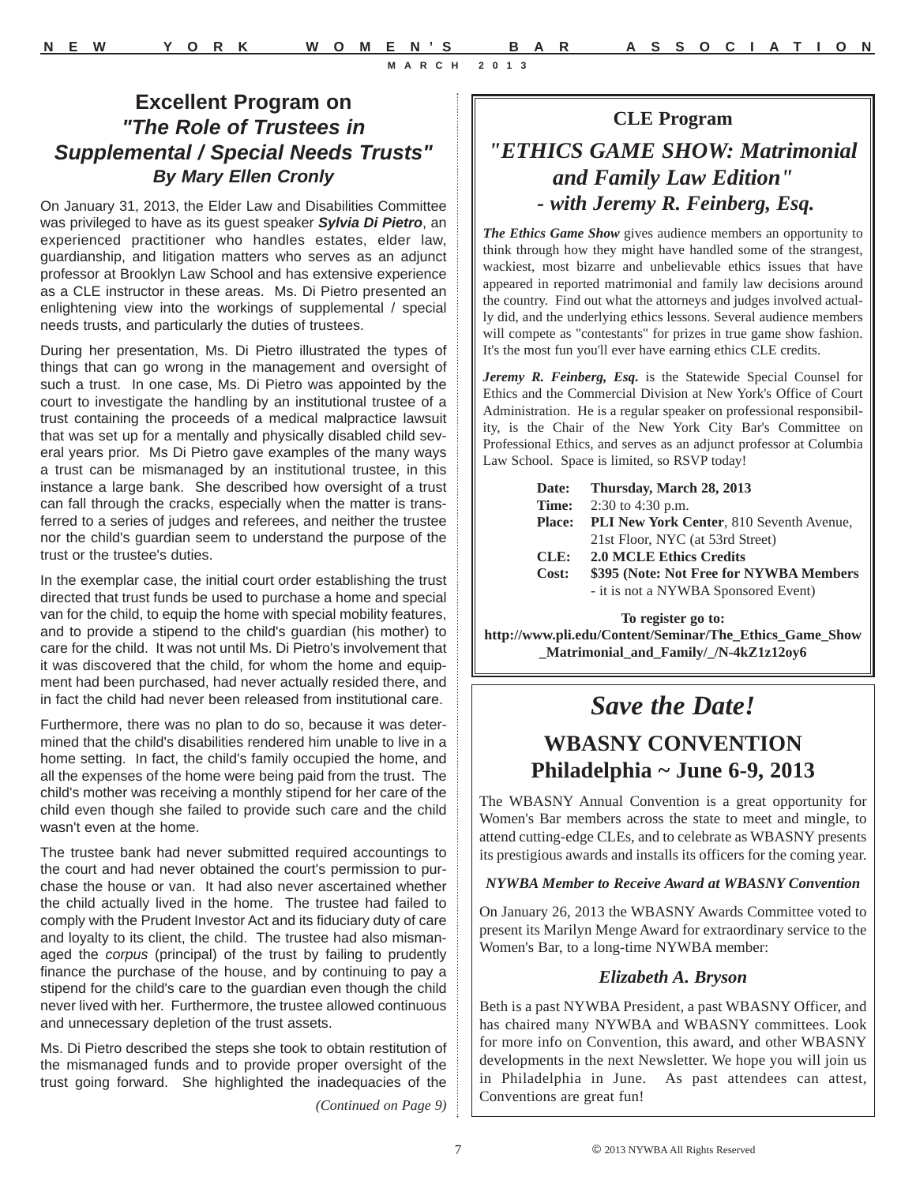## Excellent Program on *"The Role of Trustees in Supplemental / Special Needs Trusts"*

***By Mary Ellen Cronly***

On January 31, 2013, the Elder Law and Disabilities Committee was privileged to have as its guest speaker ***Sylvia Di Pietro***, an experienced practitioner who handles estates, elder law, guardianship, and litigation matters who serves as an adjunct professor at Brooklyn Law School and has extensive experience as a CLE instructor in these areas. Ms. Di Pietro presented an enlightening view into the workings of supplemental / special needs trusts, and particularly the duties of trustees.

During her presentation, Ms. Di Pietro illustrated the types of things that can go wrong in the management and oversight of such a trust. In one case, Ms. Di Pietro was appointed by the court to investigate the handling by an institutional trustee of a trust containing the proceeds of a medical malpractice lawsuit that was set up for a mentally and physically disabled child several years prior. Ms Di Pietro gave examples of the many ways a trust can be mismanaged by an institutional trustee, in this instance a large bank. She described how oversight of a trust can fall through the cracks, especially when the matter is transferred to a series of judges and referees, and neither the trustee nor the child's guardian seem to understand the purpose of the trust or the trustee's duties.

In the exemplar case, the initial court order establishing the trust directed that trust funds be used to purchase a home and special van for the child, to equip the home with special mobility features, and to provide a stipend to the child's guardian (his mother) to care for the child. It was not until Ms. Di Pietro's involvement that it was discovered that the child, for whom the home and equipment had been purchased, had never actually resided there, and in fact the child had never been released from institutional care.

Furthermore, there was no plan to do so, because it was determined that the child's disabilities rendered him unable to live in a home setting. In fact, the child's family occupied the home, and all the expenses of the home were being paid from the trust. The child's mother was receiving a monthly stipend for her care of the child even though she failed to provide such care and the child wasn't even at the home.

The trustee bank had never submitted required accountings to the court and had never obtained the court's permission to purchase the house or van. It had also never ascertained whether the child actually lived in the home. The trustee had failed to comply with the Prudent Investor Act and its fiduciary duty of care and loyalty to its client, the child. The trustee had also mismanaged the *corpus* (principal) of the trust by failing to prudently finance the purchase of the house, and by continuing to pay a stipend for the child's care to the guardian even though the child never lived with her. Furthermore, the trustee allowed continuous and unnecessary depletion of the trust assets.

Ms. Di Pietro described the steps she took to obtain restitution of the mismanaged funds and to provide proper oversight of the trust going forward. She highlighted the inadequacies of the

*(Continued on Page 9)*

---

## CLE Program

## *"ETHICS GAME SHOW: Matrimonial and Family Law Edition" - with Jeremy R. Feinberg, Esq.*

***The Ethics Game Show*** gives audience members an opportunity to think through how they might have handled some of the strangest, wackiest, most bizarre and unbelievable ethics issues that have appeared in reported matrimonial and family law decisions around the country. Find out what the attorneys and judges involved actually did, and the underlying ethics lessons. Several audience members will compete as "contestants" for prizes in true game show fashion. It's the most fun you'll ever have earning ethics CLE credits.

***Jeremy R. Feinberg, Esq.*** is the Statewide Special Counsel for Ethics and the Commercial Division at New York's Office of Court Administration. He is a regular speaker on professional responsibility, is the Chair of the New York City Bar's Committee on Professional Ethics, and serves as an adjunct professor at Columbia Law School. Space is limited, so RSVP today!

**Date:** **Thursday, March 28, 2013**
**Time:** 2:30 to 4:30 p.m.
**Place:** **PLI New York Center**, 810 Seventh Avenue, 21st Floor, NYC (at 53rd Street)
**CLE:** **2.0 MCLE Ethics Credits**
**Cost:** **$395 (Note: Not Free for NYWBA Members** - it is not a NYWBA Sponsored Event)

**To register go to:**
**http://www.pli.edu/Content/Seminar/The_Ethics_Game_Show_Matrimonial_and_Family/_/N-4kZ1z12oy6**

---

## *Save the Date!*

## WBASNY CONVENTION Philadelphia ~ June 6-9, 2013

The WBASNY Annual Convention is a great opportunity for Women's Bar members across the state to meet and mingle, to attend cutting-edge CLEs, and to celebrate as WBASNY presents its prestigious awards and installs its officers for the coming year.

***NYWBA Member to Receive Award at WBASNY Convention***

On January 26, 2013 the WBASNY Awards Committee voted to present its Marilyn Menge Award for extraordinary service to the Women's Bar, to a long-time NYWBA member:

### *Elizabeth A. Bryson*

Beth is a past NYWBA President, a past WBASNY Officer, and has chaired many NYWBA and WBASNY committees. Look for more info on Convention, this award, and other WBASNY developments in the next Newsletter. We hope you will join us in Philadelphia in June. As past attendees can attest, Conventions are great fun!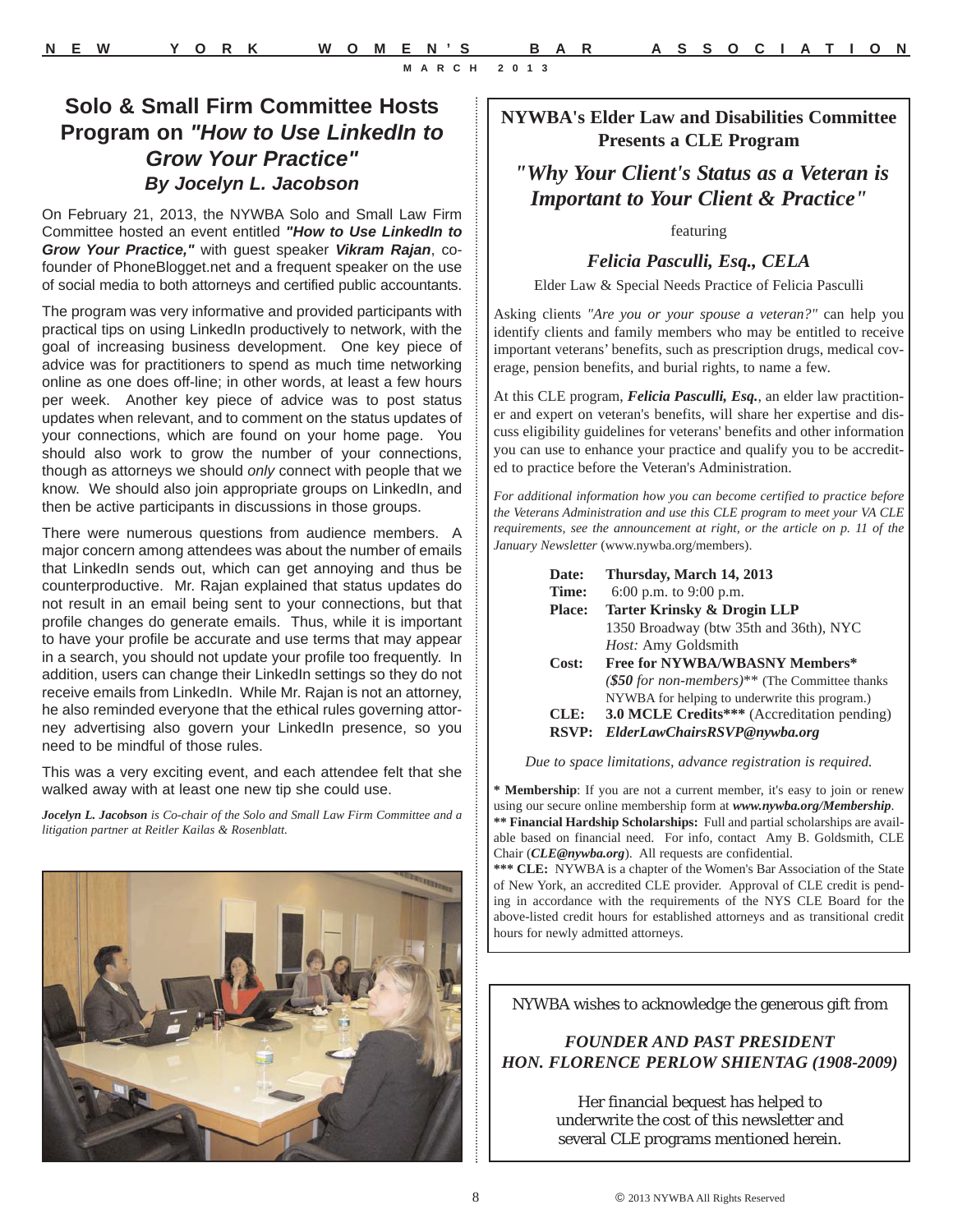# Solo & Small Firm Committee Hosts Program on *"How to Use LinkedIn to Grow Your Practice"*

### *By Jocelyn L. Jacobson*

On February 21, 2013, the NYWBA Solo and Small Law Firm Committee hosted an event entitled ***"How to Use LinkedIn to Grow Your Practice,"*** with guest speaker ***Vikram Rajan***, co-founder of PhoneBlogget.net and a frequent speaker on the use of social media to both attorneys and certified public accountants.

The program was very informative and provided participants with practical tips on using LinkedIn productively to network, with the goal of increasing business development. One key piece of advice was for practitioners to spend as much time networking online as one does off-line; in other words, at least a few hours per week. Another key piece of advice was to post status updates when relevant, and to comment on the status updates of your connections, which are found on your home page. You should also work to grow the number of your connections, though as attorneys we should *only* connect with people that we know. We should also join appropriate groups on LinkedIn, and then be active participants in discussions in those groups.

There were numerous questions from audience members. A major concern among attendees was about the number of emails that LinkedIn sends out, which can get annoying and thus be counterproductive. Mr. Rajan explained that status updates do not result in an email being sent to your connections, but that profile changes do generate emails. Thus, while it is important to have your profile be accurate and use terms that may appear in a search, you should not update your profile too frequently. In addition, users can change their LinkedIn settings so they do not receive emails from LinkedIn. While Mr. Rajan is not an attorney, he also reminded everyone that the ethical rules governing attorney advertising also govern your LinkedIn presence, so you need to be mindful of those rules.

This was a very exciting event, and each attendee felt that she walked away with at least one new tip she could use.

***Jocelyn L. Jacobson*** *is Co-chair of the Solo and Small Law Firm Committee and a litigation partner at Reitler Kailas & Rosenblatt.*

---

## NYWBA's Elder Law and Disabilities Committee Presents a CLE Program

### *"Why Your Client's Status as a Veteran is Important to Your Client & Practice"*

featuring

### *Felicia Pasculli, Esq., CELA*

Elder Law & Special Needs Practice of Felicia Pasculli

Asking clients *"Are you or your spouse a veteran?"* can help you identify clients and family members who may be entitled to receive important veterans' benefits, such as prescription drugs, medical coverage, pension benefits, and burial rights, to name a few.

At this CLE program, ***Felicia Pasculli, Esq.***, an elder law practitioner and expert on veteran's benefits, will share her expertise and discuss eligibility guidelines for veterans' benefits and other information you can use to enhance your practice and qualify you to be accredited to practice before the Veteran's Administration.

*For additional information how you can become certified to practice before the Veterans Administration and use this CLE program to meet your VA CLE requirements, see the announcement at right, or the article on p. 11 of the January Newsletter* (www.nywba.org/members).

**Date:** **Thursday, March 14, 2013**
**Time:** 6:00 p.m. to 9:00 p.m.
**Place:** **Tarter Krinsky & Drogin LLP**
1350 Broadway (btw 35th and 36th), NYC
*Host:* Amy Goldsmith
**Cost:** **Free for NYWBA/WBASNY Members***
*(**$50** for non-members)*** (The Committee thanks NYWBA for helping to underwrite this program.)
**CLE:** **3.0 MCLE Credits***** (Accreditation pending)
**RSVP:** ***ElderLawChairsRSVP@nywba.org***

*Due to space limitations, advance registration is required.*

**\* Membership**: If you are not a current member, it's easy to join or renew using our secure online membership form at ***www.nywba.org/Membership***.
**\*\* Financial Hardship Scholarships:** Full and partial scholarships are available based on financial need. For info, contact Amy B. Goldsmith, CLE Chair (***CLE@nywba.org***). All requests are confidential.
**\*\*\* CLE:** NYWBA is a chapter of the Women's Bar Association of the State of New York, an accredited CLE provider. Approval of CLE credit is pending in accordance with the requirements of the NYS CLE Board for the above-listed credit hours for established attorneys and as transitional credit hours for newly admitted attorneys.

---

NYWBA wishes to acknowledge the generous gift from

***FOUNDER AND PAST PRESIDENT***
***HON. FLORENCE PERLOW SHIENTAG (1908-2009)***

Her financial bequest has helped to underwrite the cost of this newsletter and several CLE programs mentioned herein.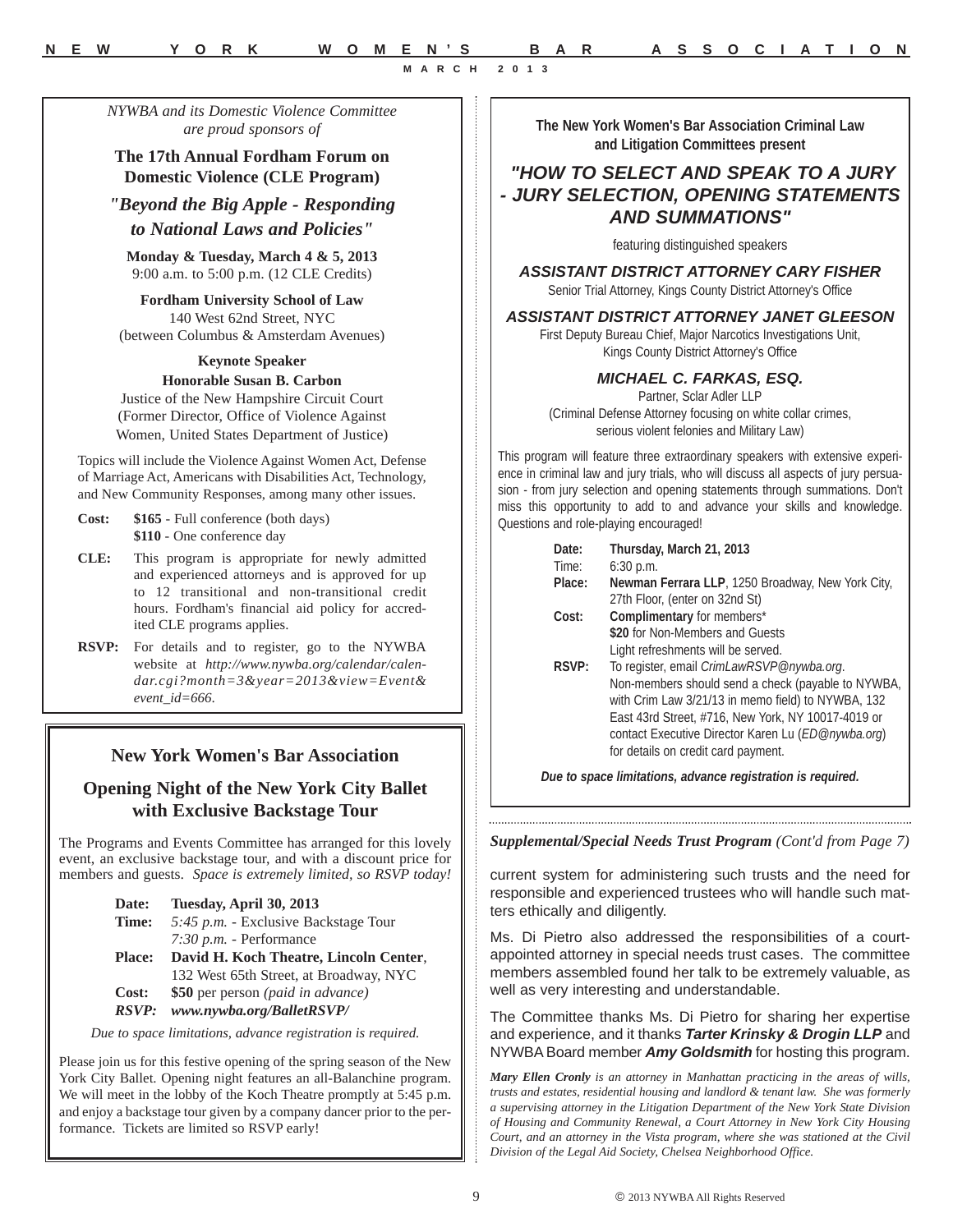*NYWBA and its Domestic Violence Committee are proud sponsors of*

**The 17th Annual Fordham Forum on Domestic Violence (CLE Program)**

***"Beyond the Big Apple - Responding to National Laws and Policies"***

**Monday & Tuesday, March 4 & 5, 2013**
9:00 a.m. to 5:00 p.m. (12 CLE Credits)

**Fordham University School of Law**
140 West 62nd Street, NYC
(between Columbus & Amsterdam Avenues)

**Keynote Speaker**
**Honorable Susan B. Carbon**
Justice of the New Hampshire Circuit Court
(Former Director, Office of Violence Against Women, United States Department of Justice)

Topics will include the Violence Against Women Act, Defense of Marriage Act, Americans with Disabilities Act, Technology, and New Community Responses, among many other issues.

**Cost:** **$165** - Full conference (both days)
**$110** - One conference day

**CLE:** This program is appropriate for newly admitted and experienced attorneys and is approved for up to 12 transitional and non-transitional credit hours. Fordham's financial aid policy for accredited CLE programs applies.

**RSVP:** For details and to register, go to the NYWBA website at *http://www.nywba.org/calendar/calendar.cgi?month=3&year=2013&view=Event&event_id=666.*

---

## New York Women's Bar Association

## Opening Night of the New York City Ballet with Exclusive Backstage Tour

The Programs and Events Committee has arranged for this lovely event, an exclusive backstage tour, and with a discount price for members and guests. *Space is extremely limited, so RSVP today!*

**Date:** **Tuesday, April 30, 2013**
**Time:** *5:45 p.m.* - Exclusive Backstage Tour
*7:30 p.m.* - Performance
**Place:** **David H. Koch Theatre, Lincoln Center**, 132 West 65th Street, at Broadway, NYC
**Cost:** **$50** per person *(paid in advance)*
***RSVP:*** ***www.nywba.org/BalletRSVP/***

*Due to space limitations, advance registration is required.*

Please join us for this festive opening of the spring season of the New York City Ballet. Opening night features an all-Balanchine program. We will meet in the lobby of the Koch Theatre promptly at 5:45 p.m. and enjoy a backstage tour given by a company dancer prior to the performance. Tickets are limited so RSVP early!

---

**The New York Women's Bar Association Criminal Law and Litigation Committees present**

## *"HOW TO SELECT AND SPEAK TO A JURY - JURY SELECTION, OPENING STATEMENTS AND SUMMATIONS"*

featuring distinguished speakers

***ASSISTANT DISTRICT ATTORNEY CARY FISHER***
Senior Trial Attorney, Kings County District Attorney's Office

***ASSISTANT DISTRICT ATTORNEY JANET GLEESON***
First Deputy Bureau Chief, Major Narcotics Investigations Unit, Kings County District Attorney's Office

***MICHAEL C. FARKAS, ESQ.***
Partner, Sclar Adler LLP
(Criminal Defense Attorney focusing on white collar crimes, serious violent felonies and Military Law)

This program will feature three extraordinary speakers with extensive experience in criminal law and jury trials, who will discuss all aspects of jury persuasion - from jury selection and opening statements through summations. Don't miss this opportunity to add to and advance your skills and knowledge. Questions and role-playing encouraged!

**Date:** **Thursday, March 21, 2013**
Time: 6:30 p.m.
**Place:** **Newman Ferrara LLP**, 1250 Broadway, New York City, 27th Floor, (enter on 32nd St)
**Cost:** **Complimentary** for members*
**$20** for Non-Members and Guests
Light refreshments will be served.
**RSVP:** To register, email *CrimLawRSVP@nywba.org*. Non-members should send a check (payable to NYWBA, with Crim Law 3/21/13 in memo field) to NYWBA, 132 East 43rd Street, #716, New York, NY 10017-4019 or contact Executive Director Karen Lu (*ED@nywba.org*) for details on credit card payment.

***Due to space limitations, advance registration is required.***

---

***Supplemental/Special Needs Trust Program*** *(Cont'd from Page 7)*

current system for administering such trusts and the need for responsible and experienced trustees who will handle such matters ethically and diligently.

Ms. Di Pietro also addressed the responsibilities of a court-appointed attorney in special needs trust cases. The committee members assembled found her talk to be extremely valuable, as well as very interesting and understandable.

The Committee thanks Ms. Di Pietro for sharing her expertise and experience, and it thanks ***Tarter Krinsky & Drogin LLP*** and NYWBA Board member ***Amy Goldsmith*** for hosting this program.

***Mary Ellen Cronly*** *is an attorney in Manhattan practicing in the areas of wills, trusts and estates, residential housing and landlord & tenant law. She was formerly a supervising attorney in the Litigation Department of the New York State Division of Housing and Community Renewal, a Court Attorney in New York City Housing Court, and an attorney in the Vista program, where she was stationed at the Civil Division of the Legal Aid Society, Chelsea Neighborhood Office.*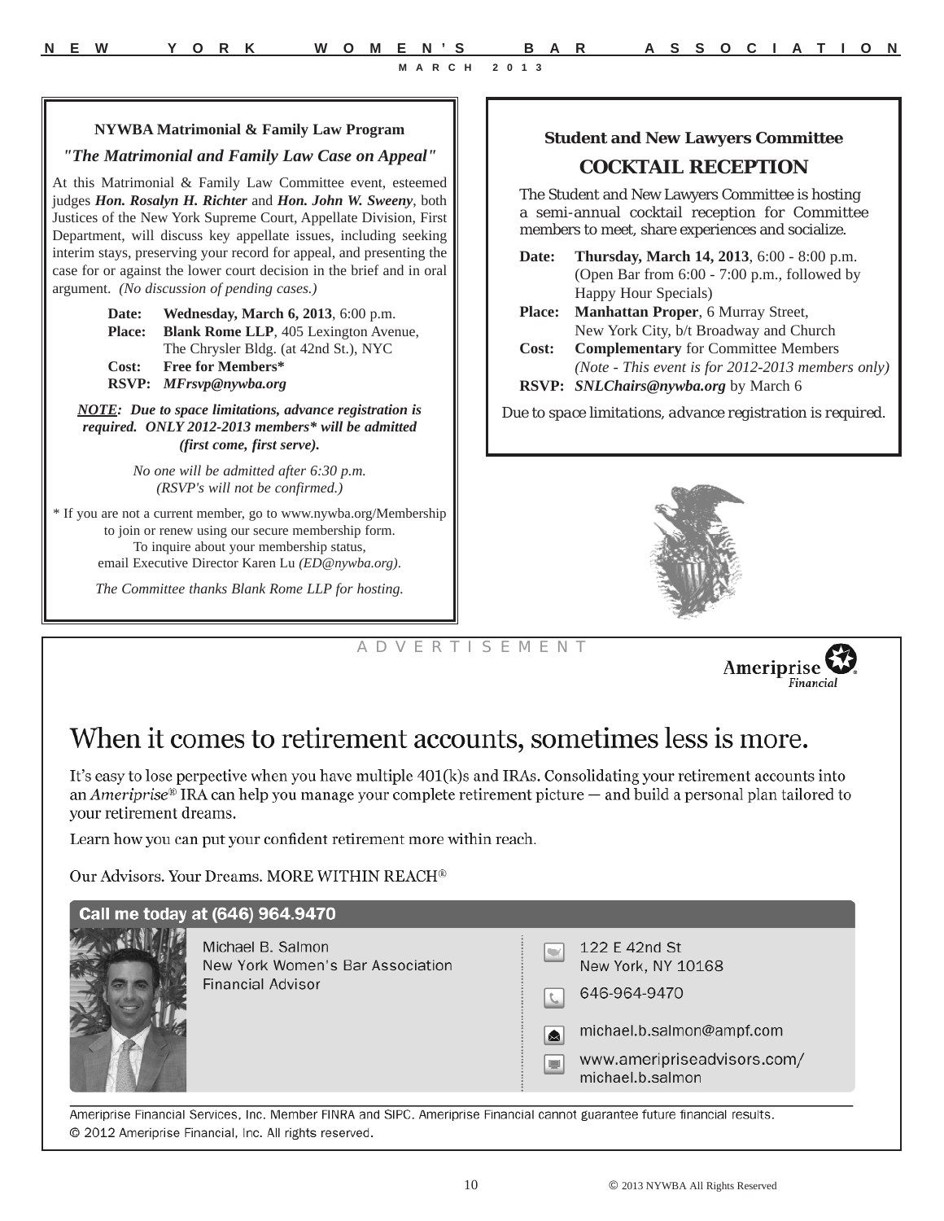## NYWBA Matrimonial & Family Law Program

### *"The Matrimonial and Family Law Case on Appeal"*

At this Matrimonial & Family Law Committee event, esteemed judges ***Hon. Rosalyn H. Richter*** and ***Hon. John W. Sweeny***, both Justices of the New York Supreme Court, Appellate Division, First Department, will discuss key appellate issues, including seeking interim stays, preserving your record for appeal, and presenting the case for or against the lower court decision in the brief and in oral argument. *(No discussion of pending cases.)*

**Date:** **Wednesday, March 6, 2013**, 6:00 p.m.
**Place:** **Blank Rome LLP**, 405 Lexington Avenue, The Chrysler Bldg. (at 42nd St.), NYC
**Cost:** **Free for Members***
**RSVP:** ***MFrsvp@nywba.org***

***NOTE: Due to space limitations, advance registration is required. ONLY 2012-2013 members* will be admitted (first come, first serve).***

*No one will be admitted after 6:30 p.m. (RSVP's will not be confirmed.)*

* If you are not a current member, go to www.nywba.org/Membership to join or renew using our secure membership form. To inquire about your membership status, email Executive Director Karen Lu *(ED@nywba.org)*.

*The Committee thanks Blank Rome LLP for hosting.*

## Student and New Lawyers Committee

### COCKTAIL RECEPTION

The Student and New Lawyers Committee is hosting a semi-annual cocktail reception for Committee members to meet, share experiences and socialize.

**Date:** **Thursday, March 14, 2013**, 6:00 - 8:00 p.m. (Open Bar from 6:00 - 7:00 p.m., followed by Happy Hour Specials)
**Place:** **Manhattan Proper**, 6 Murray Street, New York City, b/t Broadway and Church
**Cost:** **Complementary** for Committee Members *(Note - This event is for 2012-2013 members only)*
**RSVP:** ***SNLChairs@nywba.org*** by March 6

Due to space limitations, advance registration is required.

ADVERTISEMENT

Ameriprise Financial

## When it comes to retirement accounts, sometimes less is more.

It's easy to lose perpective when you have multiple 401(k)s and IRAs. Consolidating your retirement accounts into an *Ameriprise®* IRA can help you manage your complete retirement picture — and build a personal plan tailored to your retirement dreams.

Learn how you can put your confident retirement more within reach.

Our Advisors. Your Dreams. MORE WITHIN REACH®

**Call me today at (646) 964.9470**

Michael B. Salmon
New York Women's Bar Association
Financial Advisor

122 E 42nd St
New York, NY 10168

646-964-9470

michael.b.salmon@ampf.com

www.ameripriseadvisors.com/michael.b.salmon

Ameriprise Financial Services, Inc. Member FINRA and SIPC. Ameriprise Financial cannot guarantee future financial results.
© 2012 Ameriprise Financial, Inc. All rights reserved.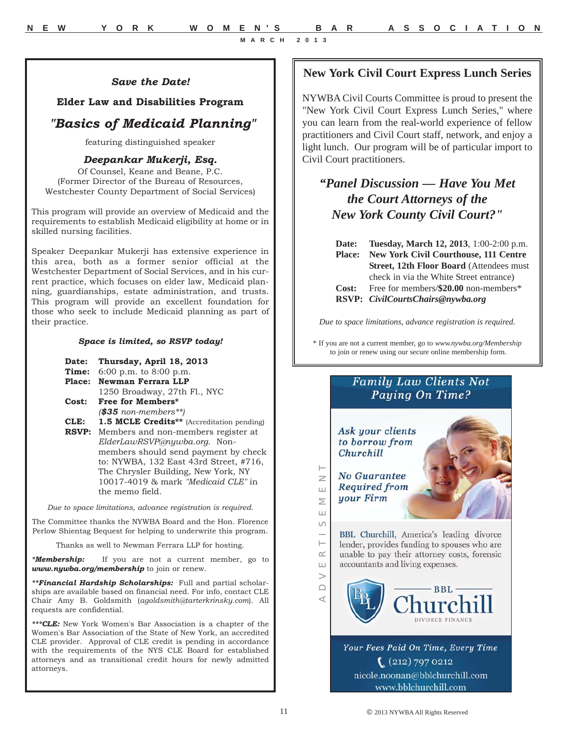## *Save the Date!*

### Elder Law and Disabilities Program

# *"Basics of Medicaid Planning"*

featuring distinguished speaker

### *Deepankar Mukerji, Esq.*

Of Counsel, Keane and Beane, P.C.
(Former Director of the Bureau of Resources, Westchester County Department of Social Services)

This program will provide an overview of Medicaid and the requirements to establish Medicaid eligibility at home or in skilled nursing facilities.

Speaker Deepankar Mukerji has extensive experience in this area, both as a former senior official at the Westchester Department of Social Services, and in his current practice, which focuses on elder law, Medicaid planning, guardianships, estate administration, and trusts. This program will provide an excellent foundation for those who seek to include Medicaid planning as part of their practice.

***Space is limited, so RSVP today!***

**Date:** **Thursday, April 18, 2013**
**Time:** 6:00 p.m. to 8:00 p.m.
**Place:** **Newman Ferrara LLP**
1250 Broadway, 27th Fl., NYC
**Cost:** **Free for Members***
*(**$35** non-members**)*
**CLE:** **1.5 MCLE Credits**** (Accreditation pending)
**RSVP:** Members and non-members register at *ElderLawRSVP@nywba.org.* Non-members should send payment by check to: NYWBA, 132 East 43rd Street, #716, The Chrysler Building, New York, NY 10017-4019 & mark *"Medicaid CLE"* in the memo field.

*Due to space limitations, advance registration is required.*

The Committee thanks the NYWBA Board and the Hon. Florence Perlow Shientag Bequest for helping to underwrite this program.

Thanks as well to Newman Ferrara LLP for hosting.

***Membership:** If you are not a current member, go to **www.nywba.org/membership** to join or renew.

****Financial Hardship Scholarships:** Full and partial scholarships are available based on financial need. For info, contact CLE Chair Amy B. Goldsmith (*agoldsmith@tarterkrinsky.com*). All requests are confidential.

*****CLE:** New York Women's Bar Association is a chapter of the Women's Bar Association of the State of New York, an accredited CLE provider. Approval of CLE credit is pending in accordance with the requirements of the NYS CLE Board for established attorneys and as transitional credit hours for newly admitted attorneys.

## New York Civil Court Express Lunch Series

NYWBA Civil Courts Committee is proud to present the "New York Civil Court Express Lunch Series," where you can learn from the real-world experience of fellow practitioners and Civil Court staff, network, and enjoy a light lunch. Our program will be of particular import to Civil Court practitioners.

### *"Panel Discussion — Have You Met the Court Attorneys of the New York County Civil Court?"*

**Date:** **Tuesday, March 12, 2013**, 1:00-2:00 p.m.
**Place:** **New York Civil Courthouse, 111 Centre Street, 12th Floor Board** (Attendees must check in via the White Street entrance)
**Cost:** Free for members/**$20.00** non-members*
**RSVP:** ***CivilCourtsChairs@nywba.org***

*Due to space limitations, advance registration is required.*

* If you are not a current member, go to *www.nywba.org/Membership* to join or renew using our secure online membership form.

ADVERTISEMENT

*Family Law Clients Not Paying On Time?*

*Ask your clients to borrow from Churchill*

*No Guarantee Required from your Firm*

BBL Churchill, America's leading divorce lender, provides funding to spouses who are unable to pay their attorney costs, forensic accountants and living expenses.

BBL Churchill
DIVORCE FINANCE

*Your Fees Paid On Time, Every Time*
(212) 797 0212
nicole.noonan@bblchurchill.com
www.bblchurchill.com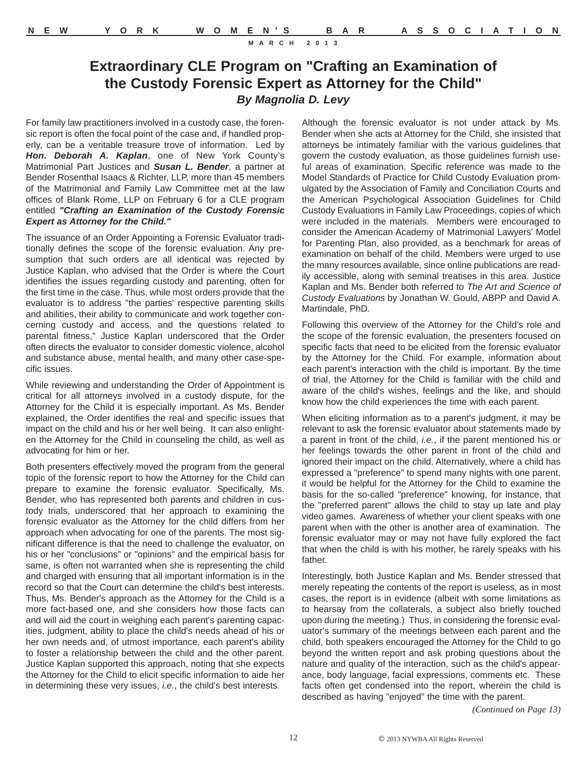# Extraordinary CLE Program on "Crafting an Examination of the Custody Forensic Expert as Attorney for the Child"

### *By Magnolia D. Levy*

For family law practitioners involved in a custody case, the forensic report is often the focal point of the case and, if handled properly, can be a veritable treasure trove of information. Led by ***Hon. Deborah A. Kaplan***, one of New York County's Matrimonial Part Justices and ***Susan L. Bender***, a partner at Bender Rosenthal Isaacs & Richter, LLP, more than 45 members of the Matrimonial and Family Law Committee met at the law offices of Blank Rome, LLP on February 6 for a CLE program entitled ***"Crafting an Examination of the Custody Forensic Expert as Attorney for the Child."***

The issuance of an Order Appointing a Forensic Evaluator traditionally defines the scope of the forensic evaluation. Any presumption that such orders are all identical was rejected by Justice Kaplan, who advised that the Order is where the Court identifies the issues regarding custody and parenting, often for the first time in the case. Thus, while most orders provide that the evaluator is to address "the parties' respective parenting skills and abilities, their ability to communicate and work together concerning custody and access, and the questions related to parental fitness," Justice Kaplan underscored that the Order often directs the evaluator to consider domestic violence, alcohol and substance abuse, mental health, and many other case-specific issues.

While reviewing and understanding the Order of Appointment is critical for all attorneys involved in a custody dispute, for the Attorney for the Child it is especially important. As Ms. Bender explained, the Order identifies the real and specific issues that impact on the child and his or her well being. It can also enlighten the Attorney for the Child in counseling the child, as well as advocating for him or her.

Both presenters effectively moved the program from the general topic of the forensic report to how the Attorney for the Child can prepare to examine the forensic evaluator. Specifically, Ms. Bender, who has represented both parents and children in custody trials, underscored that her approach to examining the forensic evaluator as the Attorney for the child differs from her approach when advocating for one of the parents. The most significant difference is that the need to challenge the evaluator, on his or her "conclusions" or "opinions" and the empirical basis for same, is often not warranted when she is representing the child and charged with ensuring that all important information is in the record so that the Court can determine the child's best interests. Thus, Ms. Bender's approach as the Attorney for the Child is a more fact-based one, and she considers how those facts can and will aid the court in weighing each parent's parenting capacities, judgment, ability to place the child's needs ahead of his or her own needs and, of utmost importance, each parent's ability to foster a relationship between the child and the other parent. Justice Kaplan supported this approach, noting that she expects the Attorney for the Child to elicit specific information to aide her in determining these very issues, *i.e.*, the child's best interests.

Although the forensic evaluator is not under attack by Ms. Bender when she acts at Attorney for the Child, she insisted that attorneys be intimately familiar with the various guidelines that govern the custody evaluation, as those guidelines furnish useful areas of examination. Specific reference was made to the Model Standards of Practice for Child Custody Evaluation promulgated by the Association of Family and Conciliation Courts and the American Psychological Association Guidelines for Child Custody Evaluations in Family Law Proceedings, copies of which were included in the materials. Members were encouraged to consider the American Academy of Matrimonial Lawyers' Model for Parenting Plan, also provided, as a benchmark for areas of examination on behalf of the child. Members were urged to use the many resources available, since online publications are readily accessible, along with seminal treatises in this area. Justice Kaplan and Ms. Bender both referred to *The Art and Science of Custody Evaluations* by Jonathan W. Gould, ABPP and David A. Martindale, PhD.

Following this overview of the Attorney for the Child's role and the scope of the forensic evaluation, the presenters focused on specific facts that need to be elicited from the forensic evaluator by the Attorney for the Child. For example, information about each parent's interaction with the child is important. By the time of trial, the Attorney for the Child is familiar with the child and aware of the child's wishes, feelings and the like, and should know how the child experiences the time with each parent.

When eliciting information as to a parent's judgment, it may be relevant to ask the forensic evaluator about statements made by a parent in front of the child, *i.e.*, if the parent mentioned his or her feelings towards the other parent in front of the child and ignored their impact on the child. Alternatively, where a child has expressed a "preference" to spend many nights with one parent, it would be helpful for the Attorney for the Child to examine the basis for the so-called "preference" knowing, for instance, that the "preferred parent" allows the child to stay up late and play video games. Awareness of whether your client speaks with one parent when with the other is another area of examination. The forensic evaluator may or may not have fully explored the fact that when the child is with his mother, he rarely speaks with his father.

Interestingly, both Justice Kaplan and Ms. Bender stressed that merely repeating the contents of the report is useless, as in most cases, the report is in evidence (albeit with some limitations as to hearsay from the collaterals, a subject also briefly touched upon during the meeting.) Thus, in considering the forensic evaluator's summary of the meetings between each parent and the child, both speakers encouraged the Attorney for the Child to go beyond the written report and ask probing questions about the nature and quality of the interaction, such as the child's appearance, body language, facial expressions, comments etc. These facts often get condensed into the report, wherein the child is described as having "enjoyed" the time with the parent.

*(Continued on Page 13)*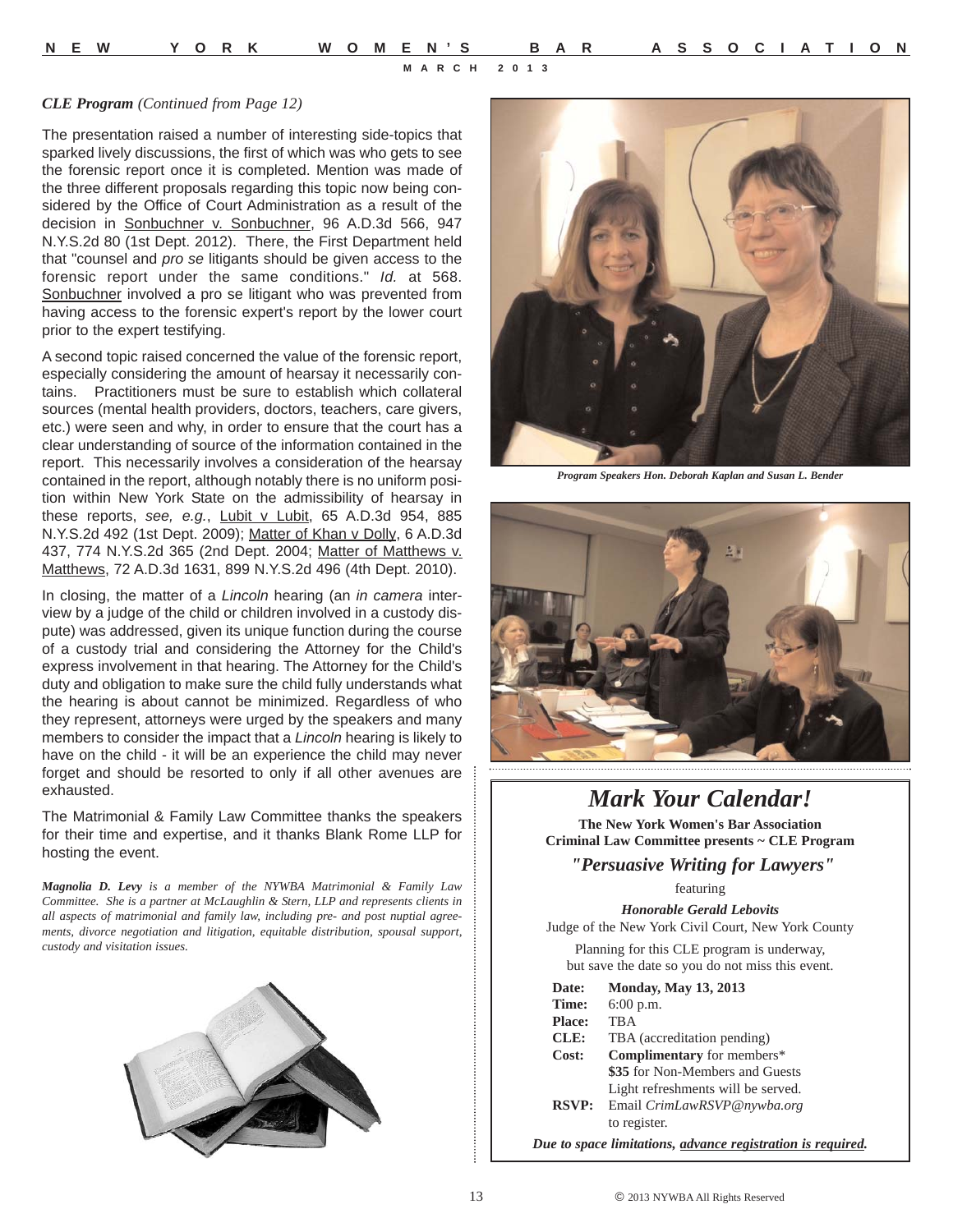*CLE Program (Continued from Page 12)*

The presentation raised a number of interesting side-topics that sparked lively discussions, the first of which was who gets to see the forensic report once it is completed. Mention was made of the three different proposals regarding this topic now being considered by the Office of Court Administration as a result of the decision in Sonbuchner v. Sonbuchner, 96 A.D.3d 566, 947 N.Y.S.2d 80 (1st Dept. 2012). There, the First Department held that "counsel and *pro se* litigants should be given access to the forensic report under the same conditions." *Id.* at 568. Sonbuchner involved a pro se litigant who was prevented from having access to the forensic expert's report by the lower court prior to the expert testifying.

A second topic raised concerned the value of the forensic report, especially considering the amount of hearsay it necessarily contains. Practitioners must be sure to establish which collateral sources (mental health providers, doctors, teachers, care givers, etc.) were seen and why, in order to ensure that the court has a clear understanding of source of the information contained in the report. This necessarily involves a consideration of the hearsay contained in the report, although notably there is no uniform position within New York State on the admissibility of hearsay in these reports, *see, e.g.*, Lubit v Lubit, 65 A.D.3d 954, 885 N.Y.S.2d 492 (1st Dept. 2009); Matter of Khan v Dolly, 6 A.D.3d 437, 774 N.Y.S.2d 365 (2nd Dept. 2004; Matter of Matthews v. Matthews, 72 A.D.3d 1631, 899 N.Y.S.2d 496 (4th Dept. 2010).

In closing, the matter of a *Lincoln* hearing (an *in camera* interview by a judge of the child or children involved in a custody dispute) was addressed, given its unique function during the course of a custody trial and considering the Attorney for the Child's express involvement in that hearing. The Attorney for the Child's duty and obligation to make sure the child fully understands what the hearing is about cannot be minimized. Regardless of who they represent, attorneys were urged by the speakers and many members to consider the impact that a *Lincoln* hearing is likely to have on the child - it will be an experience the child may never forget and should be resorted to only if all other avenues are exhausted.

The Matrimonial & Family Law Committee thanks the speakers for their time and expertise, and it thanks Blank Rome LLP for hosting the event.

***Magnolia D. Levy** is a member of the NYWBA Matrimonial & Family Law Committee. She is a partner at McLaughlin & Stern, LLP and represents clients in all aspects of matrimonial and family law, including pre- and post nuptial agreements, divorce negotiation and litigation, equitable distribution, spousal support, custody and visitation issues.*

***Program Speakers Hon. Deborah Kaplan and Susan L. Bender***

# *Mark Your Calendar!*

**The New York Women's Bar Association**
**Criminal Law Committee presents ~ CLE Program**

***"Persuasive Writing for Lawyers"***

featuring

***Honorable Gerald Lebovits***
Judge of the New York Civil Court, New York County

Planning for this CLE program is underway, but save the date so you do not miss this event.

**Date:** **Monday, May 13, 2013**
**Time:** 6:00 p.m.
**Place:** TBA
**CLE:** TBA (accreditation pending)
**Cost:** **Complimentary** for members*
**$35** for Non-Members and Guests
Light refreshments will be served.
**RSVP:** Email *CrimLawRSVP@nywba.org* to register.

***Due to space limitations, advance registration is required.***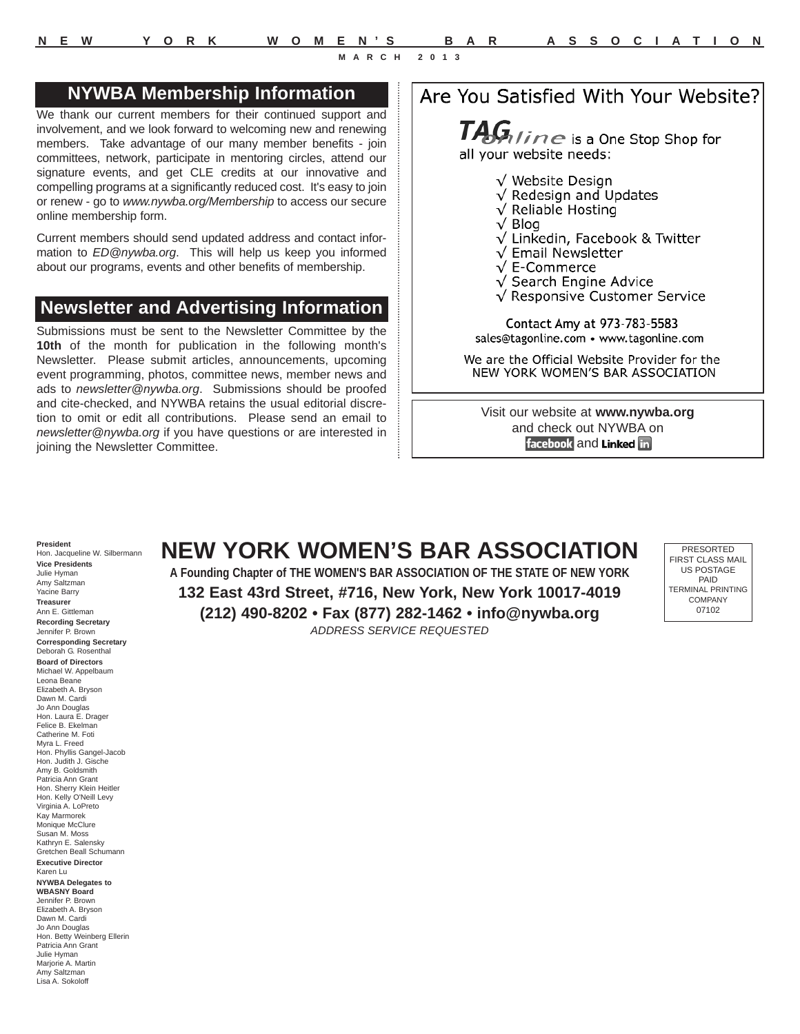## NYWBA Membership Information

We thank our current members for their continued support and involvement, and we look forward to welcoming new and renewing members. Take advantage of our many member benefits - join committees, network, participate in mentoring circles, attend our signature events, and get CLE credits at our innovative and compelling programs at a significantly reduced cost. It's easy to join or renew - go to *www.nywba.org/Membership* to access our secure online membership form.

Current members should send updated address and contact information to *ED@nywba.org*. This will help us keep you informed about our programs, events and other benefits of membership.

## Newsletter and Advertising Information

Submissions must be sent to the Newsletter Committee by the **10th** of the month for publication in the following month's Newsletter. Please submit articles, announcements, upcoming event programming, photos, committee news, member news and ads to *newsletter@nywba.org*. Submissions should be proofed and cite-checked, and NYWBA retains the usual editorial discretion to omit or edit all contributions. Please send an email to *newsletter@nywba.org* if you have questions or are interested in joining the Newsletter Committee.

## Are You Satisfied With Your Website?

TAG *online* is a One Stop Shop for all your website needs:

- √ Website Design
- √ Redesign and Updates
- √ Reliable Hosting
- √ Blog
- √ Linkedin, Facebook & Twitter
- √ Email Newsletter
- √ E-Commerce
- √ Search Engine Advice
- √ Responsive Customer Service

Contact Amy at 973-783-5583
sales@tagonline.com • www.tagonline.com

We are the Official Website Provider for the NEW YORK WOMEN'S BAR ASSOCIATION

Visit our website at **www.nywba.org** and check out NYWBA on facebook and LinkedIn

**President**
Hon. Jacqueline W. Silbermann
**Vice Presidents**
Julie Hyman
Amy Saltzman
Yacine Barry
**Treasurer**
Ann E. Gittleman
**Recording Secretary**
Jennifer P. Brown
**Corresponding Secretary**
Deborah G. Rosenthal
**Board of Directors**
Michael W. Appelbaum
Leona Beane
Elizabeth A. Bryson
Dawn M. Cardi
Jo Ann Douglas
Hon. Laura E. Drager
Felice B. Ekelman
Catherine M. Foti
Myra L. Freed
Hon. Phyllis Gangel-Jacob
Hon. Judith J. Gische
Amy B. Goldsmith
Patricia Ann Grant
Hon. Sherry Klein Heitler
Hon. Kelly O'Neill Levy
Virginia A. LoPreto
Kay Marmorek
Monique McClure
Susan M. Moss
Kathryn E. Salensky
Gretchen Beall Schumann
**Executive Director**
Karen Lu
**NYWBA Delegates to WBASNY Board**
Jennifer P. Brown
Elizabeth A. Bryson
Dawn M. Cardi
Jo Ann Douglas
Hon. Betty Weinberg Ellerin
Patricia Ann Grant
Julie Hyman
Marjorie A. Martin
Amy Saltzman
Lisa A. Sokoloff

# NEW YORK WOMEN'S BAR ASSOCIATION

**A Founding Chapter of THE WOMEN'S BAR ASSOCIATION OF THE STATE OF NEW YORK**

**132 East 43rd Street, #716, New York, New York 10017-4019**

**(212) 490-8202 • Fax (877) 282-1462 • info@nywba.org**

*ADDRESS SERVICE REQUESTED*

PRESORTED
FIRST CLASS MAIL
US POSTAGE
PAID
TERMINAL PRINTING
COMPANY
07102